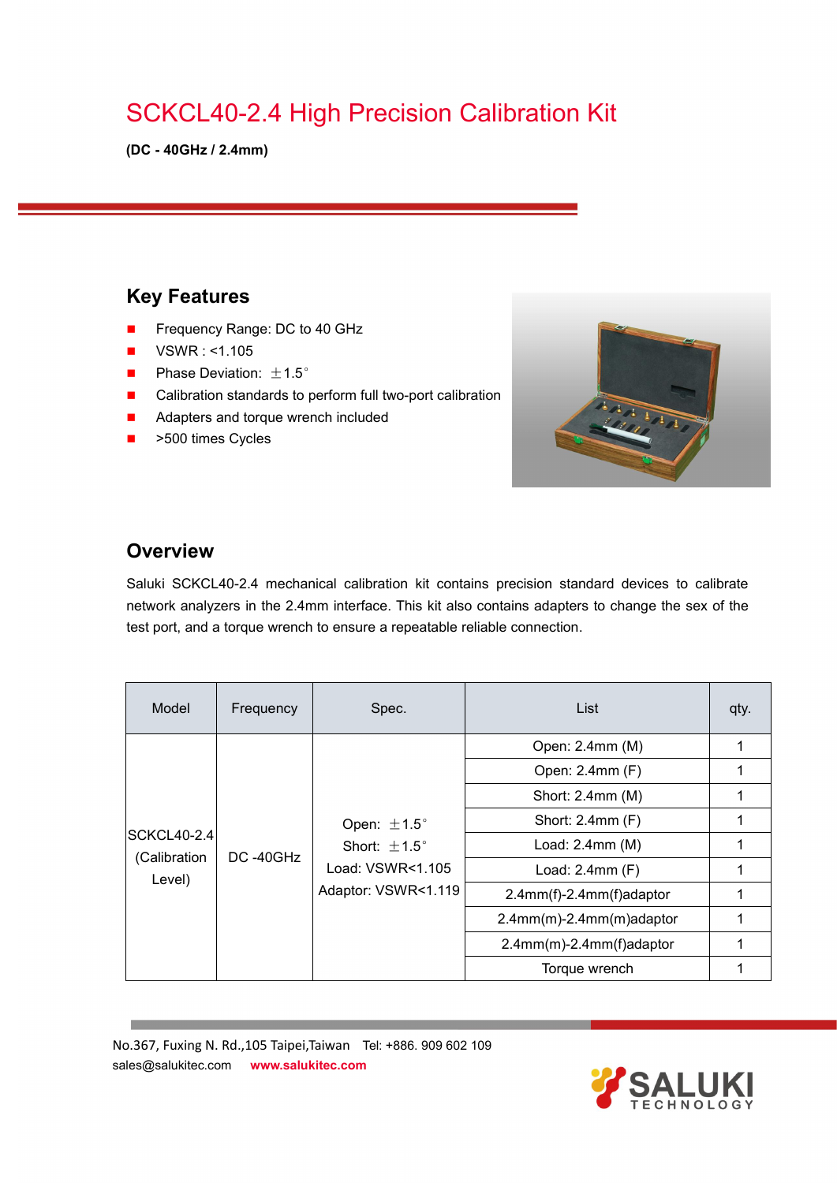# SCKCL40-2.4 High Precision Calibration Kit

**(DC - 40GHz / 2.4mm)**

## Key Features

- Frequency Range: DC to 40 GHz
- VSWR : <1.105
- Phase Deviation: ±1.5°
- Calibration standards to perform full two-port calibration
- Adapters and torque wrench included
- >500 times Cycles

## Overview

Saluki SCKCL40-2.4 mechanical calibration kit contains precision standard devices to calibrate network analyzers in the 2.4mm interface. This kit also contains adapters to change the sex of the test port, and a torque wrench to ensure a repeatable reliable connection.

| Model | Frequency | Spec. | List | qty. |
|---|---|---|---|---|
| SCKCL40-2.4 (Calibration Level) | DC -40GHz | Open: ±1.5° Short: ±1.5° Load: VSWR<1.105 Adaptor: VSWR<1.119 | Open: 2.4mm (M) | 1 |
| | | | Open: 2.4mm (F) | 1 |
| | | | Short: 2.4mm (M) | 1 |
| | | | Short: 2.4mm (F) | 1 |
| | | | Load: 2.4mm (M) | 1 |
| | | | Load: 2.4mm (F) | 1 |
| | | | 2.4mm(f)-2.4mm(f)adaptor | 1 |
| | | | 2.4mm(m)-2.4mm(m)adaptor | 1 |
| | | | 2.4mm(m)-2.4mm(f)adaptor | 1 |
| | | | Torque wrench | 1 |

No.367, Fuxing N. Rd.,105 Taipei,Taiwan Tel: +886. 909 602 109
sales@salukitec.com **www.salukitec.com**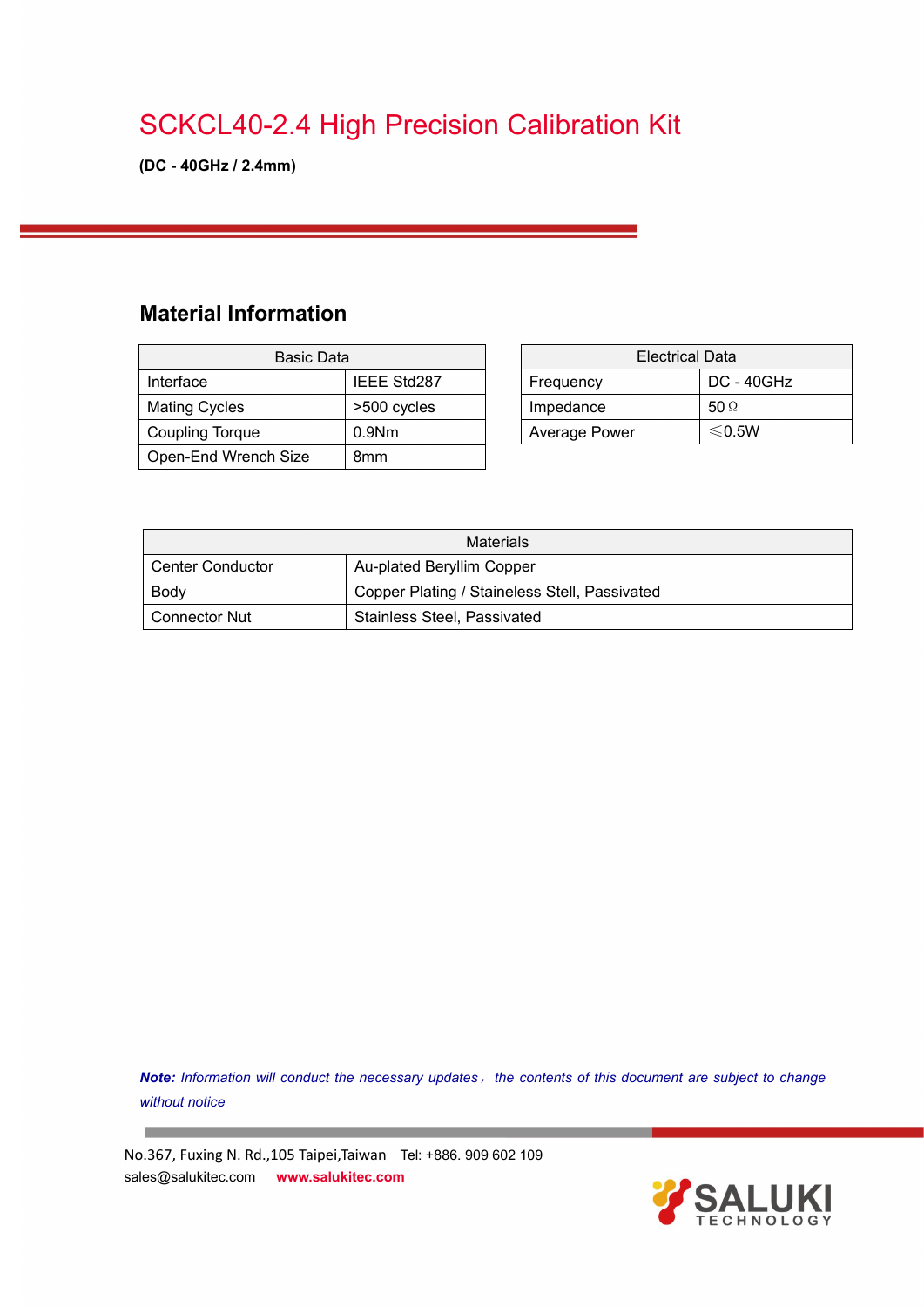# SCKCL40-2.4 High Precision Calibration Kit

**(DC - 40GHz / 2.4mm)**

## Material Information

| Basic Data | |
|---|---|
| Interface | IEEE Std287 |
| Mating Cycles | >500 cycles |
| Coupling Torque | 0.9Nm |
| Open-End Wrench Size | 8mm |

| Electrical Data | |
|---|---|
| Frequency | DC - 40GHz |
| Impedance | 50Ω |
| Average Power | ≤0.5W |

| Materials | |
|---|---|
| Center Conductor | Au-plated Beryllim Copper |
| Body | Copper Plating / Staineless Stell, Passivated |
| Connector Nut | Stainless Steel, Passivated |

***Note:** Information will conduct the necessary updates， the contents of this document are subject to change without notice*

No.367, Fuxing N. Rd.,105 Taipei,Taiwan Tel: +886. 909 602 109
sales@salukitec.com **www.salukitec.com**

SALUKI TECHNOLOGY